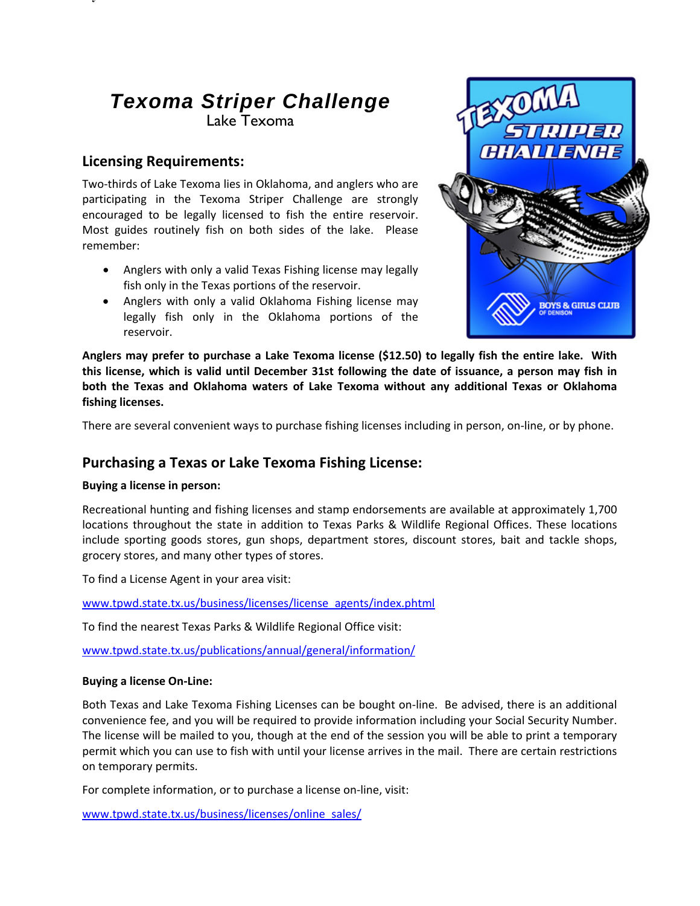# *Texoma Striper Challenge*

Lake Texoma

## Licensing Requirements:

Two-thirds of Lake Texoma lies in Oklahoma, and anglers who are participating in the Texoma Striper Challenge are strongly encouraged to be legally licensed to fish the entire reservoir. Most guides routinely fish on both sides of the lake. Please remember:

- Anglers with only a valid Texas Fishing license may legally fish only in the Texas portions of the reservoir.
- Anglers with only a valid Oklahoma Fishing license may legally fish only in the Oklahoma portions of the reservoir.

**Anglers may prefer to purchase a Lake Texoma license ($12.50) to legally fish the entire lake. With this license, which is valid until December 31st following the date of issuance, a person may fish in both the Texas and Oklahoma waters of Lake Texoma without any additional Texas or Oklahoma fishing licenses.**

There are several convenient ways to purchase fishing licenses including in person, on-line, or by phone.

## Purchasing a Texas or Lake Texoma Fishing License:

**Buying a license in person:**

Recreational hunting and fishing licenses and stamp endorsements are available at approximately 1,700 locations throughout the state in addition to Texas Parks & Wildlife Regional Offices. These locations include sporting goods stores, gun shops, department stores, discount stores, bait and tackle shops, grocery stores, and many other types of stores.

To find a License Agent in your area visit:

www.tpwd.state.tx.us/business/licenses/license_agents/index.phtml

To find the nearest Texas Parks & Wildlife Regional Office visit:

www.tpwd.state.tx.us/publications/annual/general/information/

**Buying a license On-Line:**

Both Texas and Lake Texoma Fishing Licenses can be bought on-line. Be advised, there is an additional convenience fee, and you will be required to provide information including your Social Security Number. The license will be mailed to you, though at the end of the session you will be able to print a temporary permit which you can use to fish with until your license arrives in the mail. There are certain restrictions on temporary permits.

For complete information, or to purchase a license on-line, visit:

www.tpwd.state.tx.us/business/licenses/online_sales/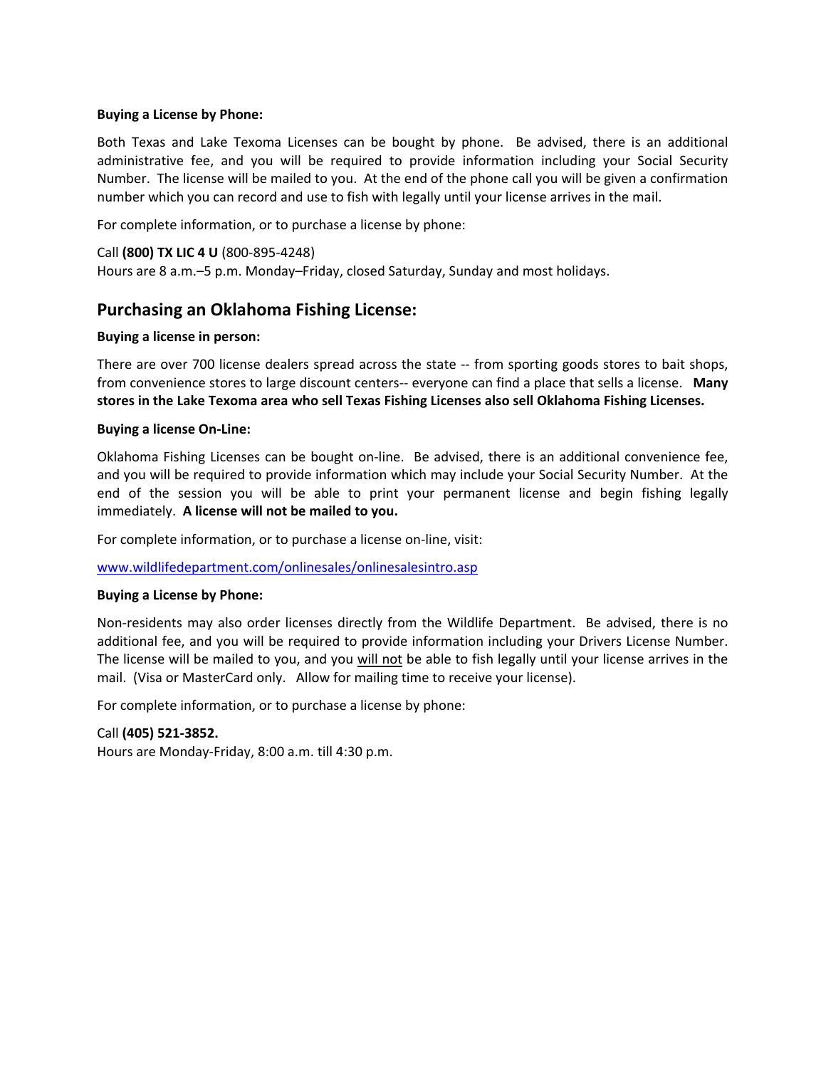**Buying a License by Phone:**

Both Texas and Lake Texoma Licenses can be bought by phone. Be advised, there is an additional administrative fee, and you will be required to provide information including your Social Security Number. The license will be mailed to you. At the end of the phone call you will be given a confirmation number which you can record and use to fish with legally until your license arrives in the mail.

For complete information, or to purchase a license by phone:

Call **(800) TX LIC 4 U** (800-895-4248)
Hours are 8 a.m.–5 p.m. Monday–Friday, closed Saturday, Sunday and most holidays.

## Purchasing an Oklahoma Fishing License:

**Buying a license in person:**

There are over 700 license dealers spread across the state -- from sporting goods stores to bait shops, from convenience stores to large discount centers-- everyone can find a place that sells a license. **Many stores in the Lake Texoma area who sell Texas Fishing Licenses also sell Oklahoma Fishing Licenses.**

**Buying a license On-Line:**

Oklahoma Fishing Licenses can be bought on-line. Be advised, there is an additional convenience fee, and you will be required to provide information which may include your Social Security Number. At the end of the session you will be able to print your permanent license and begin fishing legally immediately. **A license will not be mailed to you.**

For complete information, or to purchase a license on-line, visit:

[www.wildlifedepartment.com/onlinesales/onlinesalesintro.asp](www.wildlifedepartment.com/onlinesales/onlinesalesintro.asp)

**Buying a License by Phone:**

Non-residents may also order licenses directly from the Wildlife Department. Be advised, there is no additional fee, and you will be required to provide information including your Drivers License Number. The license will be mailed to you, and you will not be able to fish legally until your license arrives in the mail. (Visa or MasterCard only. Allow for mailing time to receive your license).

For complete information, or to purchase a license by phone:

Call **(405) 521-3852.**
Hours are Monday-Friday, 8:00 a.m. till 4:30 p.m.